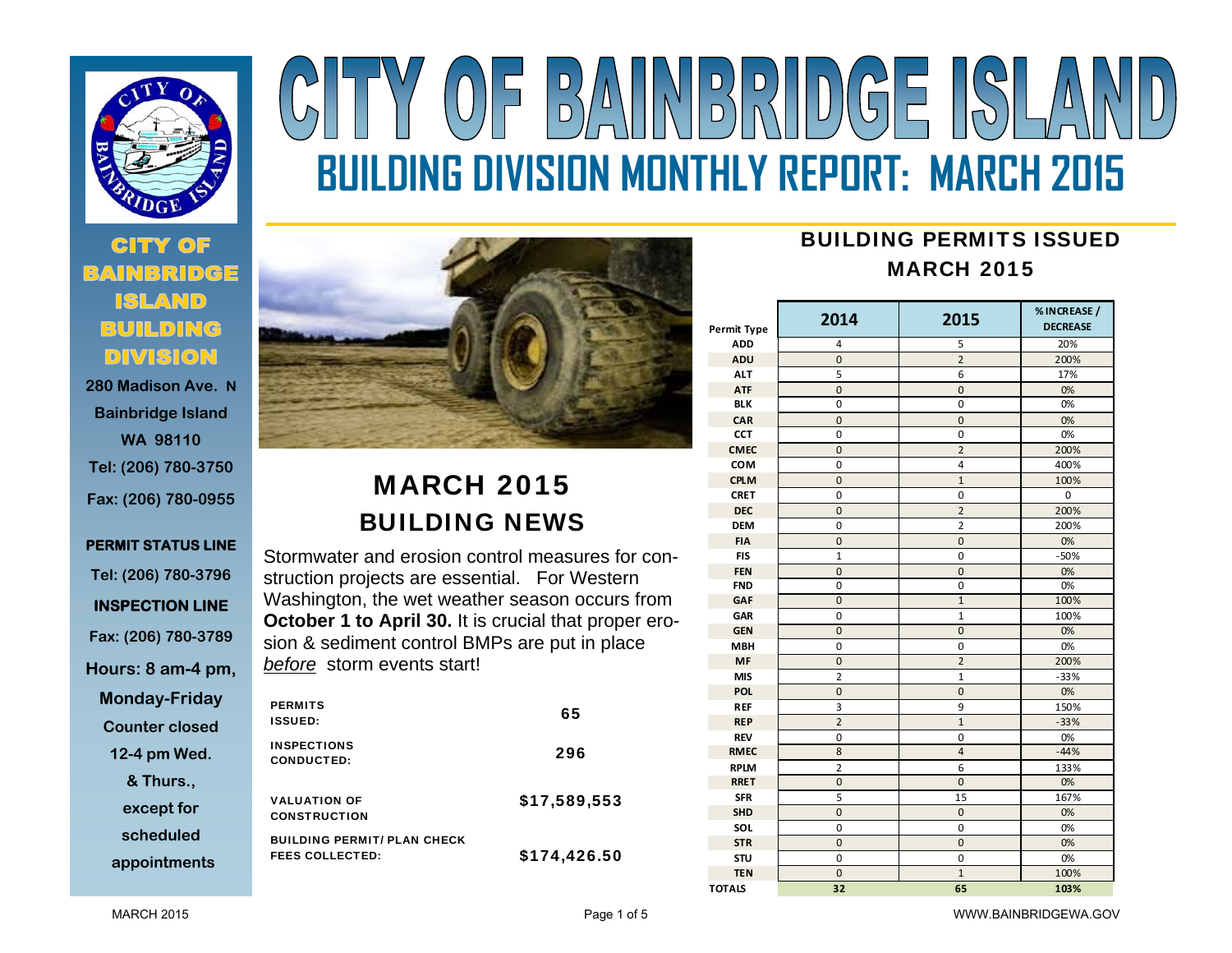# CITY OF BAINBRIDGE ISLAND

## BUILDING DIVISION MONTHLY REPORT: MARCH 2015

**CITY OF BAINBRIDGE ISLAND BUILDING DIVISION**

**280 Madison Ave. N**
**Bainbridge Island**
**WA 98110**
**Tel: (206) 780-3750**
**Fax: (206) 780-0955**

**PERMIT STATUS LINE**
**Tel: (206) 780-3796**

**INSPECTION LINE**
**Fax: (206) 780-3789**

**Hours: 8 am-4 pm, Monday-Friday**
**Counter closed 12-4 pm Wed. & Thurs., except for scheduled appointments**

## MARCH 2015 BUILDING NEWS

Stormwater and erosion control measures for construction projects are essential. For Western Washington, the wet weather season occurs from **October 1 to April 30.** It is crucial that proper erosion & sediment control BMPs are put in place *before* storm events start!

| | |
|---|---|
| **PERMITS ISSUED:** | **65** |
| **INSPECTIONS CONDUCTED:** | **296** |
| **VALUATION OF CONSTRUCTION** | **$17,589,553** |
| **BUILDING PERMIT/ PLAN CHECK FEES COLLECTED:** | **$174,426.50** |

## BUILDING PERMITS ISSUED MARCH 2015

| Permit Type | 2014 | 2015 | % INCREASE / DECREASE |
|---|---|---|---|
| ADD | 4 | 5 | 20% |
| ADU | 0 | 2 | 200% |
| ALT | 5 | 6 | 17% |
| ATF | 0 | 0 | 0% |
| BLK | 0 | 0 | 0% |
| CAR | 0 | 0 | 0% |
| CCT | 0 | 0 | 0% |
| CMEC | 0 | 2 | 200% |
| COM | 0 | 4 | 400% |
| CPLM | 0 | 1 | 100% |
| CRET | 0 | 0 | 0 |
| DEC | 0 | 2 | 200% |
| DEM | 0 | 2 | 200% |
| FIA | 0 | 0 | 0% |
| FIS | 1 | 0 | -50% |
| FEN | 0 | 0 | 0% |
| FND | 0 | 0 | 0% |
| GAF | 0 | 1 | 100% |
| GAR | 0 | 1 | 100% |
| GEN | 0 | 0 | 0% |
| MBH | 0 | 0 | 0% |
| MF | 0 | 2 | 200% |
| MIS | 2 | 1 | -33% |
| POL | 0 | 0 | 0% |
| REF | 3 | 9 | 150% |
| REP | 2 | 1 | -33% |
| REV | 0 | 0 | 0% |
| RMEC | 8 | 4 | -44% |
| RPLM | 2 | 6 | 133% |
| RRET | 0 | 0 | 0% |
| SFR | 5 | 15 | 167% |
| SHD | 0 | 0 | 0% |
| SOL | 0 | 0 | 0% |
| STR | 0 | 0 | 0% |
| STU | 0 | 0 | 0% |
| TEN | 0 | 1 | 100% |
| **TOTALS** | **32** | **65** | **103%** |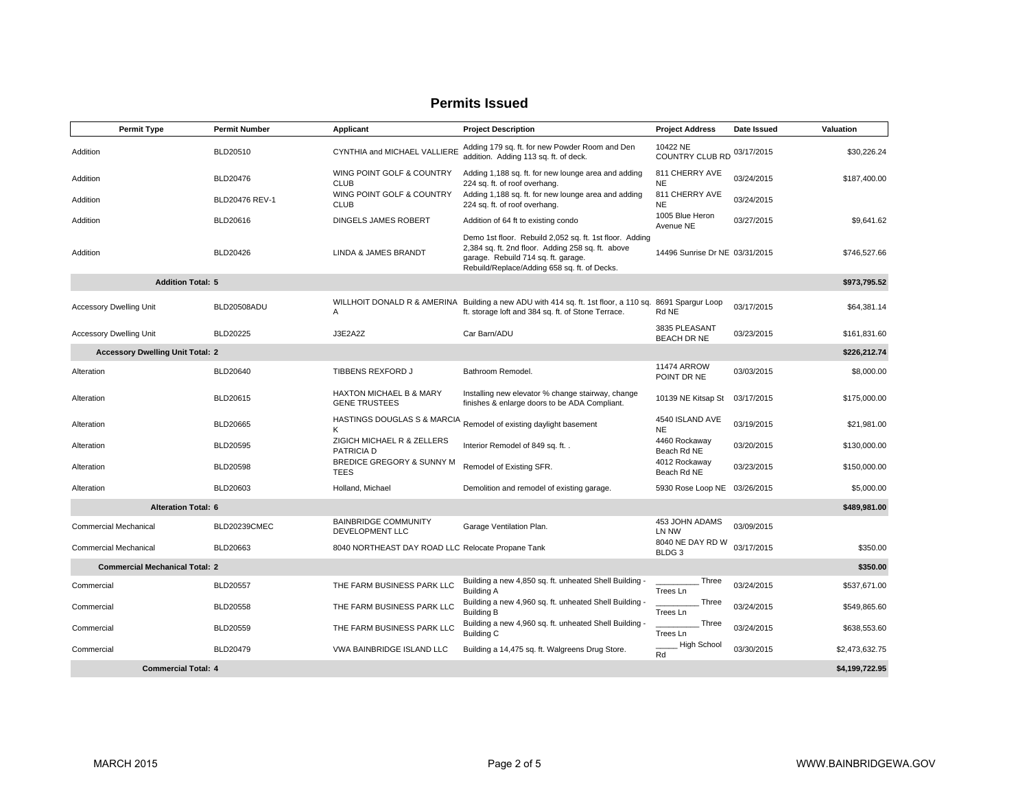## Permits Issued

| Permit Type | Permit Number | Applicant | Project Description | Project Address | Date Issued | Valuation |
|---|---|---|---|---|---|---|
| Addition | BLD20510 | CYNTHIA and MICHAEL VALLIERE | Adding 179 sq. ft. for new Powder Room and Den addition. Adding 113 sq. ft. of deck. | 10422 NE COUNTRY CLUB RD | 03/17/2015 | $30,226.24 |
| Addition | BLD20476 | WING POINT GOLF & COUNTRY CLUB | Adding 1,188 sq. ft. for new lounge area and adding 224 sq. ft. of roof overhang. | 811 CHERRY AVE NE | 03/24/2015 | $187,400.00 |
| Addition | BLD20476 REV-1 | WING POINT GOLF & COUNTRY CLUB | Adding 1,188 sq. ft. for new lounge area and adding 224 sq. ft. of roof overhang. | 811 CHERRY AVE NE | 03/24/2015 | |
| Addition | BLD20616 | DINGELS JAMES ROBERT | Addition of 64 ft to existing condo | 1005 Blue Heron Avenue NE | 03/27/2015 | $9,641.62 |
| Addition | BLD20426 | LINDA & JAMES BRANDT | Demo 1st floor. Rebuild 2,052 sq. ft. 1st floor. Adding 2,384 sq. ft. 2nd floor. Adding 258 sq. ft. above garage. Rebuild 714 sq. ft. garage. Rebuild/Replace/Adding 658 sq. ft. of Decks. | 14496 Sunrise Dr NE | 03/31/2015 | $746,527.66 |
| **Addition Total: 5** | | | | | | **$973,795.52** |
| Accessory Dwelling Unit | BLD20508ADU | WILLHOIT DONALD R & AMERINA A | Building a new ADU with 414 sq. ft. 1st floor, a 110 sq. ft. storage loft and 384 sq. ft. of Stone Terrace. | 8691 Spargur Loop Rd NE | 03/17/2015 | $64,381.14 |
| Accessory Dwelling Unit | BLD20225 | J3E2A2Z | Car Barn/ADU | 3835 PLEASANT BEACH DR NE | 03/23/2015 | $161,831.60 |
| **Accessory Dwelling Unit Total: 2** | | | | | | **$226,212.74** |
| Alteration | BLD20640 | TIBBENS REXFORD J | Bathroom Remodel. | 11474 ARROW POINT DR NE | 03/03/2015 | $8,000.00 |
| Alteration | BLD20615 | HAXTON MICHAEL B & MARY GENE TRUSTEES | Installing new elevator % change stairway, change finishes & enlarge doors to be ADA Compliant. | 10139 NE Kitsap St | 03/17/2015 | $175,000.00 |
| Alteration | BLD20665 | HASTINGS DOUGLAS S & MARCIA K | Remodel of existing daylight basement | 4540 ISLAND AVE NE | 03/19/2015 | $21,981.00 |
| Alteration | BLD20595 | ZIGICH MICHAEL R & ZELLERS PATRICIA D | Interior Remodel of 849 sq. ft. . | 4460 Rockaway Beach Rd NE | 03/20/2015 | $130,000.00 |
| Alteration | BLD20598 | BREDICE GREGORY & SUNNY M TEES | Remodel of Existing SFR. | 4012 Rockaway Beach Rd NE | 03/23/2015 | $150,000.00 |
| Alteration | BLD20603 | Holland, Michael | Demolition and remodel of existing garage. | 5930 Rose Loop NE | 03/26/2015 | $5,000.00 |
| **Alteration Total: 6** | | | | | | **$489,981.00** |
| Commercial Mechanical | BLD20239CMEC | BAINBRIDGE COMMUNITY DEVELOPMENT LLC | Garage Ventilation Plan. | 453 JOHN ADAMS LN NW | 03/09/2015 | |
| Commercial Mechanical | BLD20663 | 8040 NORTHEAST DAY ROAD LLC | Relocate Propane Tank | 8040 NE DAY RD W BLDG 3 | 03/17/2015 | $350.00 |
| **Commercial Mechanical Total: 2** | | | | | | **$350.00** |
| Commercial | BLD20557 | THE FARM BUSINESS PARK LLC | Building a new 4,850 sq. ft. unheated Shell Building - Building A | __________ Three Trees Ln | 03/24/2015 | $537,671.00 |
| Commercial | BLD20558 | THE FARM BUSINESS PARK LLC | Building a new 4,960 sq. ft. unheated Shell Building - Building B | __________ Three Trees Ln | 03/24/2015 | $549,865.60 |
| Commercial | BLD20559 | THE FARM BUSINESS PARK LLC | Building a new 4,960 sq. ft. unheated Shell Building - Building C | __________ Three Trees Ln | 03/24/2015 | $638,553.60 |
| Commercial | BLD20479 | VWA BAINBRIDGE ISLAND LLC | Building a 14,475 sq. ft. Walgreens Drug Store. | _____ High School Rd | 03/30/2015 | $2,473,632.75 |
| **Commercial Total: 4** | | | | | | **$4,199,722.95** |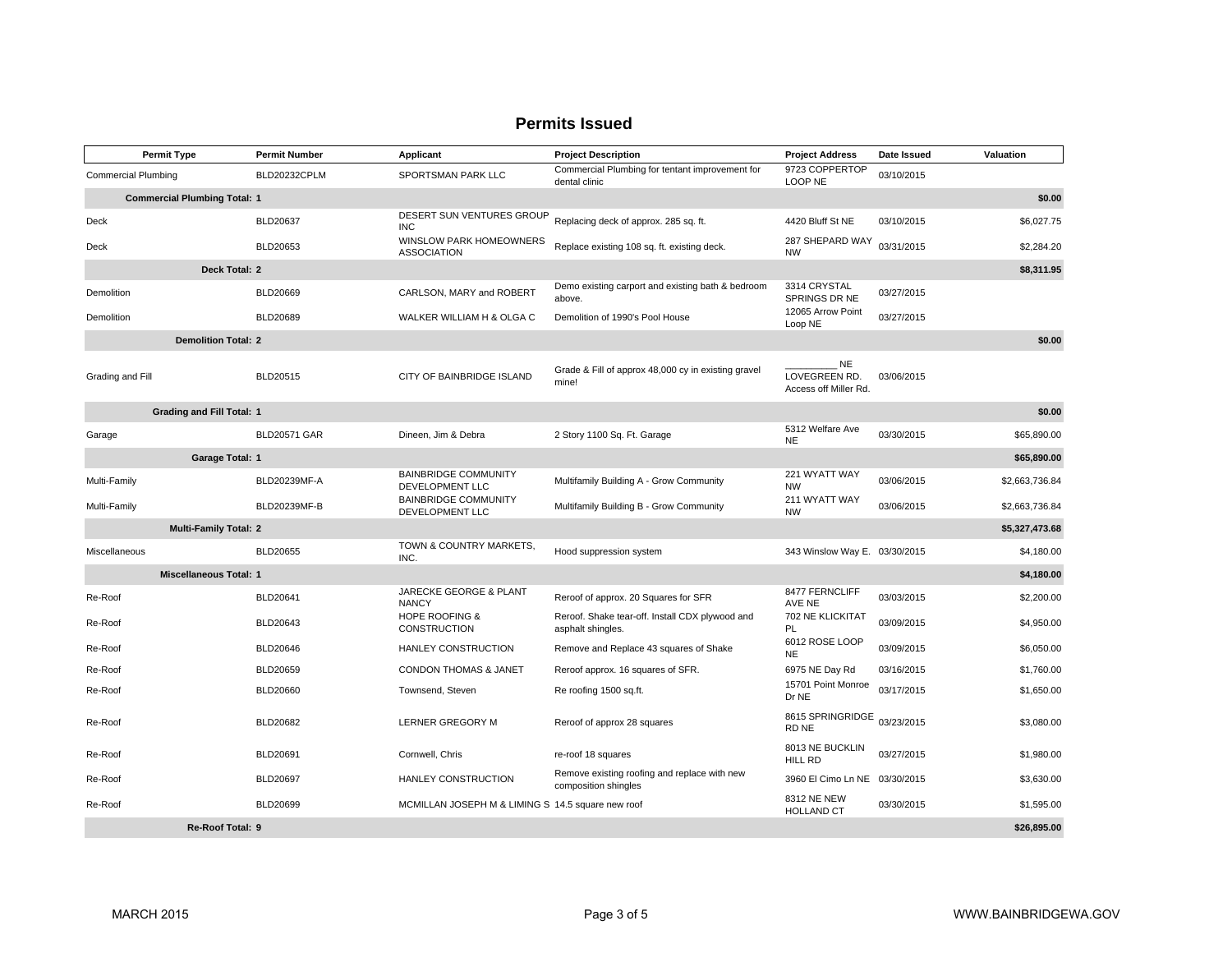# Permits Issued

| Permit Type | Permit Number | Applicant | Project Description | Project Address | Date Issued | Valuation |
|---|---|---|---|---|---|---|
| Commercial Plumbing | BLD20232CPLM | SPORTSMAN PARK LLC | Commercial Plumbing for tentant improvement for dental clinic | 9723 COPPERTOP LOOP NE | 03/10/2015 | |
| **Commercial Plumbing Total: 1** | | | | | | **$0.00** |
| Deck | BLD20637 | DESERT SUN VENTURES GROUP INC | Replacing deck of approx. 285 sq. ft. | 4420 Bluff St NE | 03/10/2015 | $6,027.75 |
| Deck | BLD20653 | WINSLOW PARK HOMEOWNERS ASSOCIATION | Replace existing 108 sq. ft. existing deck. | 287 SHEPARD WAY NW | 03/31/2015 | $2,284.20 |
| **Deck Total: 2** | | | | | | **$8,311.95** |
| Demolition | BLD20669 | CARLSON, MARY and ROBERT | Demo existing carport and existing bath & bedroom above. | 3314 CRYSTAL SPRINGS DR NE | 03/27/2015 | |
| Demolition | BLD20689 | WALKER WILLIAM H & OLGA C | Demolition of 1990's Pool House | 12065 Arrow Point Loop NE | 03/27/2015 | |
| **Demolition Total: 2** | | | | | | **$0.00** |
| Grading and Fill | BLD20515 | CITY OF BAINBRIDGE ISLAND | Grade & Fill of approx 48,000 cy in existing gravel mine! | __________ NE LOVEGREEN RD. Access off Miller Rd. | 03/06/2015 | |
| **Grading and Fill Total: 1** | | | | | | **$0.00** |
| Garage | BLD20571 GAR | Dineen, Jim & Debra | 2 Story 1100 Sq. Ft. Garage | 5312 Welfare Ave NE | 03/30/2015 | $65,890.00 |
| **Garage Total: 1** | | | | | | **$65,890.00** |
| Multi-Family | BLD20239MF-A | BAINBRIDGE COMMUNITY DEVELOPMENT LLC | Multifamily Building A - Grow Community | 221 WYATT WAY NW | 03/06/2015 | $2,663,736.84 |
| Multi-Family | BLD20239MF-B | BAINBRIDGE COMMUNITY DEVELOPMENT LLC | Multifamily Building B - Grow Community | 211 WYATT WAY NW | 03/06/2015 | $2,663,736.84 |
| **Multi-Family Total: 2** | | | | | | **$5,327,473.68** |
| Miscellaneous | BLD20655 | TOWN & COUNTRY MARKETS, INC. | Hood suppression system | 343 Winslow Way E. | 03/30/2015 | $4,180.00 |
| **Miscellaneous Total: 1** | | | | | | **$4,180.00** |
| Re-Roof | BLD20641 | JARECKE GEORGE & PLANT NANCY | Reroof of approx. 20 Squares for SFR | 8477 FERNCLIFF AVE NE | 03/03/2015 | $2,200.00 |
| Re-Roof | BLD20643 | HOPE ROOFING & CONSTRUCTION | Reroof. Shake tear-off. Install CDX plywood and asphalt shingles. | 702 NE KLICKITAT PL | 03/09/2015 | $4,950.00 |
| Re-Roof | BLD20646 | HANLEY CONSTRUCTION | Remove and Replace 43 squares of Shake | 6012 ROSE LOOP NE | 03/09/2015 | $6,050.00 |
| Re-Roof | BLD20659 | CONDON THOMAS & JANET | Reroof approx. 16 squares of SFR. | 6975 NE Day Rd | 03/16/2015 | $1,760.00 |
| Re-Roof | BLD20660 | Townsend, Steven | Re roofing 1500 sq.ft. | 15701 Point Monroe Dr NE | 03/17/2015 | $1,650.00 |
| Re-Roof | BLD20682 | LERNER GREGORY M | Reroof of approx 28 squares | 8615 SPRINGRIDGE RD NE | 03/23/2015 | $3,080.00 |
| Re-Roof | BLD20691 | Cornwell, Chris | re-roof 18 squares | 8013 NE BUCKLIN HILL RD | 03/27/2015 | $1,980.00 |
| Re-Roof | BLD20697 | HANLEY CONSTRUCTION | Remove existing roofing and replace with new composition shingles | 3960 El Cimo Ln NE | 03/30/2015 | $3,630.00 |
| Re-Roof | BLD20699 | MCMILLAN JOSEPH M & LIMING S | 14.5 square new roof | 8312 NE NEW HOLLAND CT | 03/30/2015 | $1,595.00 |
| **Re-Roof Total: 9** | | | | | | **$26,895.00** |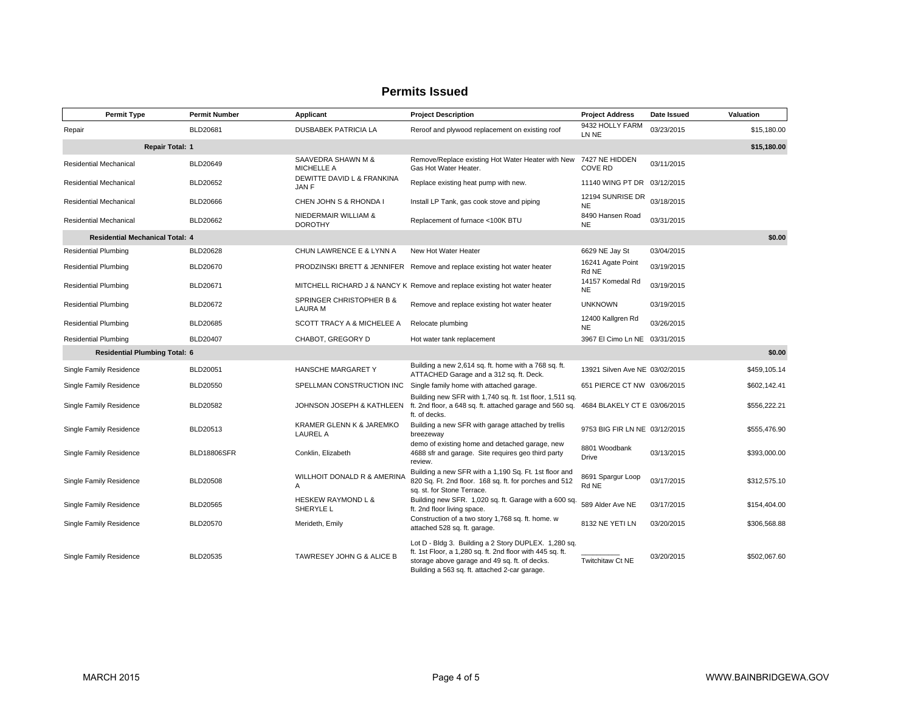## Permits Issued

| Permit Type | Permit Number | Applicant | Project Description | Project Address | Date Issued | Valuation |
|---|---|---|---|---|---|---|
| Repair | BLD20681 | DUSBABEK PATRICIA LA | Reroof and plywood replacement on existing roof | 9432 HOLLY FARM LN NE | 03/23/2015 | $15,180.00 |
| **Repair Total: 1** | | | | | | **$15,180.00** |
| Residential Mechanical | BLD20649 | SAAVEDRA SHAWN M & MICHELLE A | Remove/Replace existing Hot Water Heater with New Gas Hot Water Heater. | 7427 NE HIDDEN COVE RD | 03/11/2015 | |
| Residential Mechanical | BLD20652 | DEWITTE DAVID L & FRANKINA JAN F | Replace existing heat pump with new. | 11140 WING PT DR | 03/12/2015 | |
| Residential Mechanical | BLD20666 | CHEN JOHN S & RHONDA I | Install LP Tank, gas cook stove and piping | 12194 SUNRISE DR NE | 03/18/2015 | |
| Residential Mechanical | BLD20662 | NIEDERMAIR WILLIAM & DOROTHY | Replacement of furnace <100K BTU | 8490 Hansen Road NE | 03/31/2015 | |
| **Residential Mechanical Total: 4** | | | | | | **$0.00** |
| Residential Plumbing | BLD20628 | CHUN LAWRENCE E & LYNN A | New Hot Water Heater | 6629 NE Jay St | 03/04/2015 | |
| Residential Plumbing | BLD20670 | PRODZINSKI BRETT & JENNIFER | Remove and replace existing hot water heater | 16241 Agate Point Rd NE | 03/19/2015 | |
| Residential Plumbing | BLD20671 | MITCHELL RICHARD J & NANCY K | Remove and replace existing hot water heater | 14157 Komedal Rd NE | 03/19/2015 | |
| Residential Plumbing | BLD20672 | SPRINGER CHRISTOPHER B & LAURA M | Remove and replace existing hot water heater | UNKNOWN | 03/19/2015 | |
| Residential Plumbing | BLD20685 | SCOTT TRACY A & MICHELEE A | Relocate plumbing | 12400 Kallgren Rd NE | 03/26/2015 | |
| Residential Plumbing | BLD20407 | CHABOT, GREGORY D | Hot water tank replacement | 3967 El Cimo Ln NE | 03/31/2015 | |
| **Residential Plumbing Total: 6** | | | | | | **$0.00** |
| Single Family Residence | BLD20051 | HANSCHE MARGARET Y | Building a new 2,614 sq. ft. home with a 768 sq. ft. ATTACHED Garage and a 312 sq. ft. Deck. | 13921 Silven Ave NE | 03/02/2015 | $459,105.14 |
| Single Family Residence | BLD20550 | SPELLMAN CONSTRUCTION INC | Single family home with attached garage. | 651 PIERCE CT NW | 03/06/2015 | $602,142.41 |
| Single Family Residence | BLD20582 | JOHNSON JOSEPH & KATHLEEN | Building new SFR with 1,740 sq. ft. 1st floor, 1,511 sq. ft. 2nd floor, a 648 sq. ft. attached garage and 560 sq. ft. of decks. | 4684 BLAKELY CT E | 03/06/2015 | $556,222.21 |
| Single Family Residence | BLD20513 | KRAMER GLENN K & JAREMKO LAUREL A | Building a new SFR with garage attached by trellis breezeway | 9753 BIG FIR LN NE | 03/12/2015 | $555,476.90 |
| Single Family Residence | BLD18806SFR | Conklin, Elizabeth | demo of existing home and detached garage, new 4688 sfr and garage. Site requires geo third party review. | 8801 Woodbank Drive | 03/13/2015 | $393,000.00 |
| Single Family Residence | BLD20508 | WILLHOIT DONALD R & AMERINA A | Building a new SFR with a 1,190 Sq. Ft. 1st floor and 820 Sq. Ft. 2nd floor. 168 sq. ft. for porches and 512 sq. st. for Stone Terrace. | 8691 Spargur Loop Rd NE | 03/17/2015 | $312,575.10 |
| Single Family Residence | BLD20565 | HESKEW RAYMOND L & SHERYLE L | Building new SFR. 1,020 sq. ft. Garage with a 600 sq. ft. 2nd floor living space. | 589 Alder Ave NE | 03/17/2015 | $154,404.00 |
| Single Family Residence | BLD20570 | Merideth, Emily | Construction of a two story 1,768 sq. ft. home. w attached 528 sq. ft. garage. | 8132 NE YETI LN | 03/20/2015 | $306,568.88 |
| Single Family Residence | BLD20535 | TAWRESEY JOHN G & ALICE B | Lot D - Bldg 3. Building a 2 Story DUPLEX. 1,280 sq. ft. 1st Floor, a 1,280 sq. ft. 2nd floor with 445 sq. ft. storage above garage and 49 sq. ft. of decks. Building a 563 sq. ft. attached 2-car garage. | __________ Twitchitaw Ct NE | 03/20/2015 | $502,067.60 |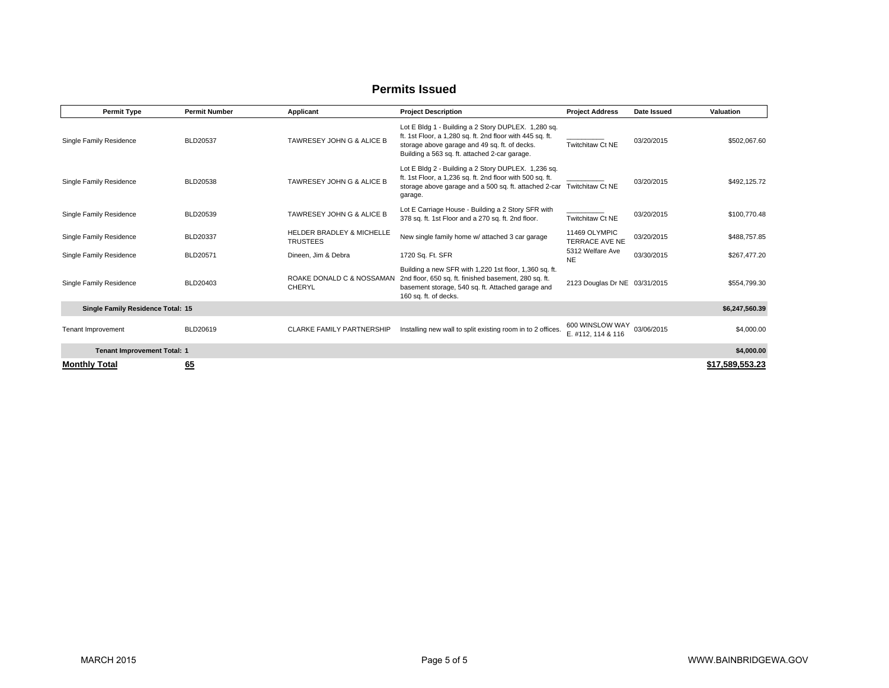## Permits Issued

| Permit Type | Permit Number | Applicant | Project Description | Project Address | Date Issued | Valuation |
|---|---|---|---|---|---|---|
| Single Family Residence | BLD20537 | TAWRESEY JOHN G & ALICE B | Lot E Bldg 1 - Building a 2 Story DUPLEX. 1,280 sq. ft. 1st Floor, a 1,280 sq. ft. 2nd floor with 445 sq. ft. storage above garage and 49 sq. ft. of decks. Building a 563 sq. ft. attached 2-car garage. | _________ Twitchitaw Ct NE | 03/20/2015 | $502,067.60 |
| Single Family Residence | BLD20538 | TAWRESEY JOHN G & ALICE B | Lot E Bldg 2 - Building a 2 Story DUPLEX. 1,236 sq. ft. 1st Floor, a 1,236 sq. ft. 2nd floor with 500 sq. ft. storage above garage and a 500 sq. ft. attached 2-car garage. | _________ Twitchitaw Ct NE | 03/20/2015 | $492,125.72 |
| Single Family Residence | BLD20539 | TAWRESEY JOHN G & ALICE B | Lot E Carriage House - Building a 2 Story SFR with 378 sq. ft. 1st Floor and a 270 sq. ft. 2nd floor. | _________ Twitchitaw Ct NE | 03/20/2015 | $100,770.48 |
| Single Family Residence | BLD20337 | HELDER BRADLEY & MICHELLE TRUSTEES | New single family home w/ attached 3 car garage | 11469 OLYMPIC TERRACE AVE NE | 03/20/2015 | $488,757.85 |
| Single Family Residence | BLD20571 | Dineen, Jim & Debra | 1720 Sq. Ft. SFR | 5312 Welfare Ave NE | 03/30/2015 | $267,477.20 |
| Single Family Residence | BLD20403 | ROAKE DONALD C & NOSSAMAN CHERYL | Building a new SFR with 1,220 1st floor, 1,360 sq. ft. 2nd floor, 650 sq. ft. finished basement, 280 sq. ft. basement storage, 540 sq. ft. Attached garage and 160 sq. ft. of decks. | 2123 Douglas Dr NE | 03/31/2015 | $554,799.30 |
| **Single Family Residence Total: 15** | | | | | | **$6,247,560.39** |
| Tenant Improvement | BLD20619 | CLARKE FAMILY PARTNERSHIP | Installing new wall to split existing room in to 2 offices. | 600 WINSLOW WAY E. #112, 114 & 116 | 03/06/2015 | $4,000.00 |
| **Tenant Improvement Total: 1** | | | | | | **$4,000.00** |
| **Monthly Total** | **65** | | | | | **$17,589,553.23** |